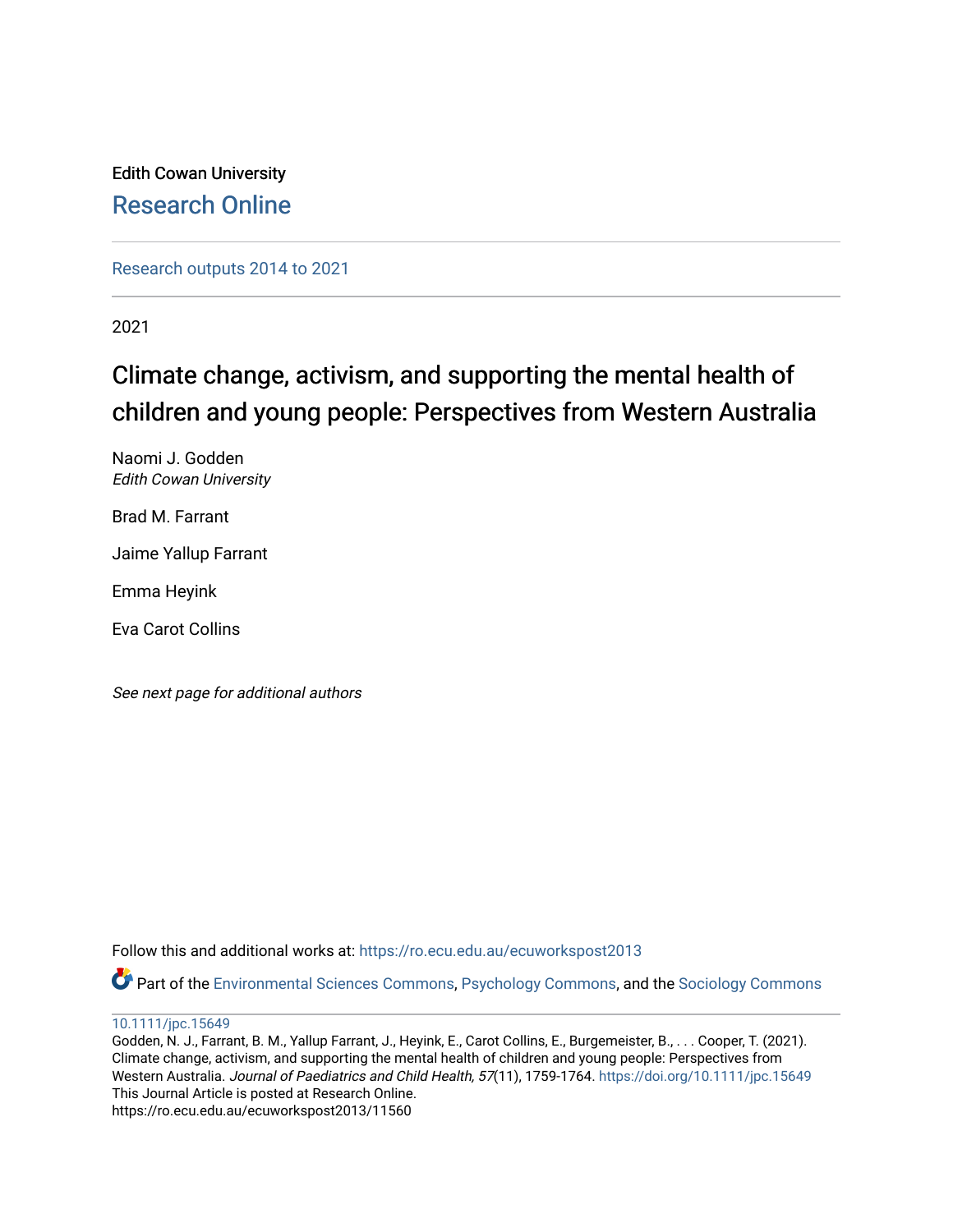Edith Cowan University

Research Online

Research outputs 2014 to 2021

2021

# Climate change, activism, and supporting the mental health of children and young people: Perspectives from Western Australia

Naomi J. Godden
*Edith Cowan University*

Brad M. Farrant

Jaime Yallup Farrant

Emma Heyink

Eva Carot Collins

*See next page for additional authors*

Follow this and additional works at: https://ro.ecu.edu.au/ecuworkspost2013

Part of the Environmental Sciences Commons, Psychology Commons, and the Sociology Commons

10.1111/jpc.15649
Godden, N. J., Farrant, B. M., Yallup Farrant, J., Heyink, E., Carot Collins, E., Burgemeister, B., . . . Cooper, T. (2021). Climate change, activism, and supporting the mental health of children and young people: Perspectives from Western Australia. *Journal of Paediatrics and Child Health, 57*(11), 1759-1764. https://doi.org/10.1111/jpc.15649
This Journal Article is posted at Research Online.
https://ro.ecu.edu.au/ecuworkspost2013/11560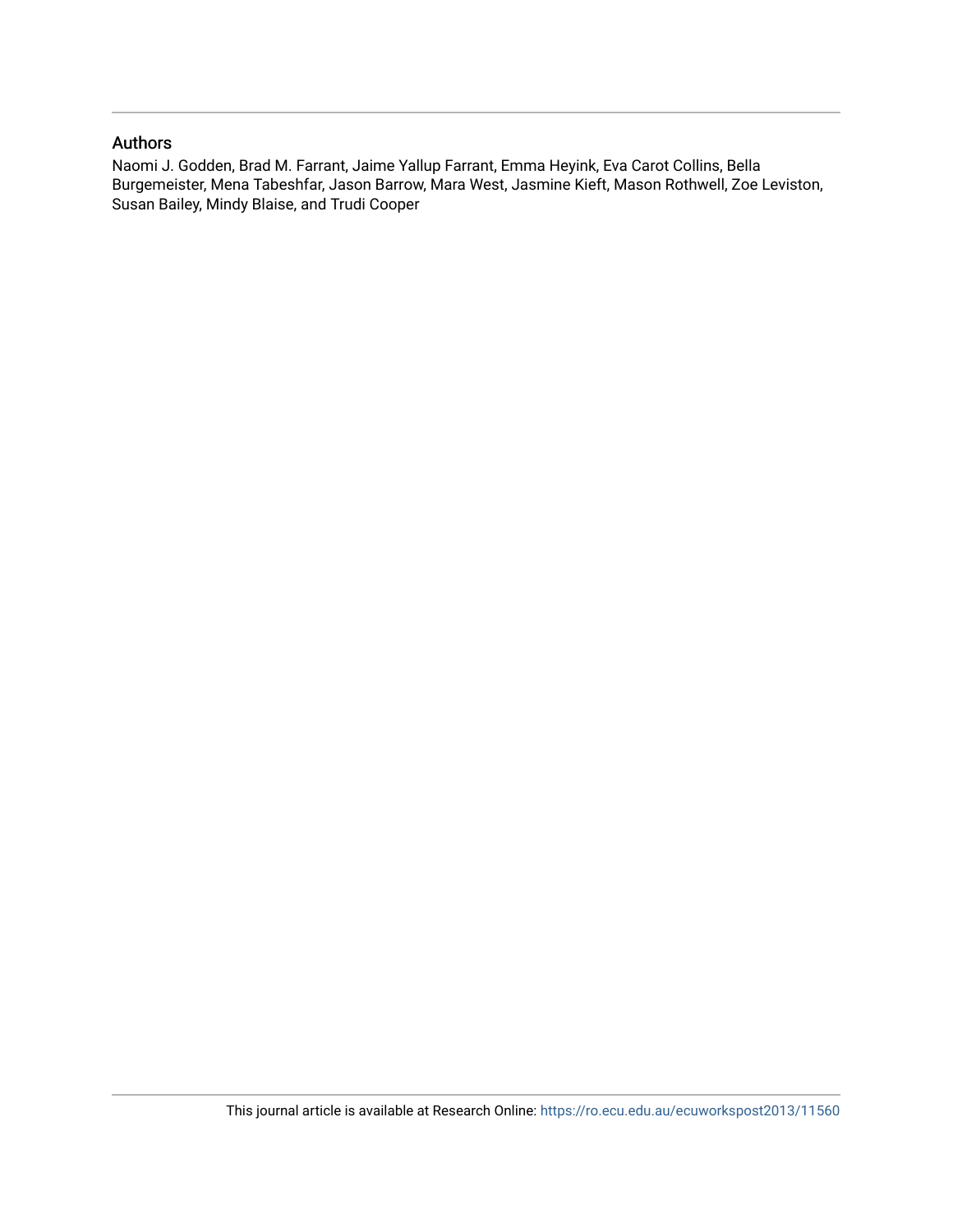## Authors

Naomi J. Godden, Brad M. Farrant, Jaime Yallup Farrant, Emma Heyink, Eva Carot Collins, Bella Burgemeister, Mena Tabeshfar, Jason Barrow, Mara West, Jasmine Kieft, Mason Rothwell, Zoe Leviston, Susan Bailey, Mindy Blaise, and Trudi Cooper

This journal article is available at Research Online: https://ro.ecu.edu.au/ecuworkspost2013/11560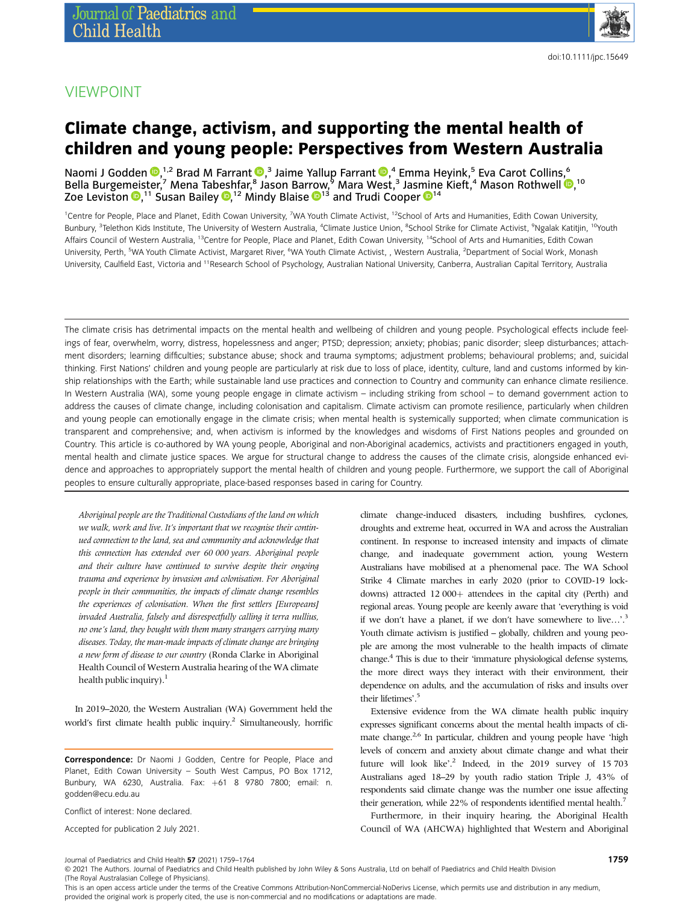doi:10.1111/jpc.15649

VIEWPOINT

# Climate change, activism, and supporting the mental health of children and young people: Perspectives from Western Australia

Naomi J Godden [1,2] Brad M Farrant [3] Jaime Yallup Farrant [4] Emma Heyink,[5] Eva Carot Collins,[6] Bella Burgemeister,[7] Mena Tabeshfar,[8] Jason Barrow,[9] Mara West,[3] Jasmine Kieft,[4] Mason Rothwell [10] Zoe Leviston [11] Susan Bailey [12] Mindy Blaise [13] and Trudi Cooper [14]

[1]Centre for People, Place and Planet, Edith Cowan University, Bunbury, [3]Telethon Kids Institute, The University of Western Australia, [4]Climate Justice Union, [8]School Strike for Climate Activist, [9]Ngalak Katitjin, [10]Youth Affairs Council of Western Australia, [13]Centre for People, Place and Planet, Edith Cowan University, [14]School of Arts and Humanities, Edith Cowan University, Perth, [5]WA Youth Climate Activist, Margaret River, [6]WA Youth Climate Activist, , Western Australia, [7]WA Youth Climate Activist, [12]School of Arts and Humanities, Edith Cowan University, [2]Department of Social Work, Monash University, Caulfield East, Victoria and [11]Research School of Psychology, Australian National University, Canberra, Australian Capital Territory, Australia

The climate crisis has detrimental impacts on the mental health and wellbeing of children and young people. Psychological effects include feelings of fear, overwhelm, worry, distress, hopelessness and anger; PTSD; depression; anxiety; phobias; panic disorder; sleep disturbances; attachment disorders; learning difficulties; substance abuse; shock and trauma symptoms; adjustment problems; behavioural problems; and, suicidal thinking. First Nations' children and young people are particularly at risk due to loss of place, identity, culture, land and customs informed by kinship relationships with the Earth; while sustainable land use practices and connection to Country and community can enhance climate resilience. In Western Australia (WA), some young people engage in climate activism – including striking from school – to demand government action to address the causes of climate change, including colonisation and capitalism. Climate activism can promote resilience, particularly when children and young people can emotionally engage in the climate crisis; when mental health is systemically supported; when climate communication is transparent and comprehensive; and, when activism is informed by the knowledges and wisdoms of First Nations peoples and grounded on Country. This article is co-authored by WA young people, Aboriginal and non-Aboriginal academics, activists and practitioners engaged in youth, mental health and climate justice spaces. We argue for structural change to address the causes of the climate crisis, alongside enhanced evidence and approaches to appropriately support the mental health of children and young people. Furthermore, we support the call of Aboriginal peoples to ensure culturally appropriate, place-based responses based in caring for Country.

*Aboriginal people are the Traditional Custodians of the land on which we walk, work and live. It's important that we recognise their continued connection to the land, sea and community and acknowledge that this connection has extended over 60 000 years. Aboriginal people and their culture have continued to survive despite their ongoing trauma and experience by invasion and colonisation. For Aboriginal people in their communities, the impacts of climate change resembles the experiences of colonisation. When the first settlers [Europeans] invaded Australia, falsely and disrespectfully calling it terra nullius, no one's land, they bought with them many strangers carrying many diseases. Today, the man-made impacts of climate change are bringing a new form of disease to our country* (Ronda Clarke in Aboriginal Health Council of Western Australia hearing of the WA climate health public inquiry).[1]

In 2019–2020, the Western Australian (WA) Government held the world's first climate health public inquiry.[2] Simultaneously, horrific climate change-induced disasters, including bushfires, cyclones, droughts and extreme heat, occurred in WA and across the Australian continent. In response to increased intensity and impacts of climate change, and inadequate government action, young Western Australians have mobilised at a phenomenal pace. The WA School Strike 4 Climate marches in early 2020 (prior to COVID-19 lockdowns) attracted 12 000+ attendees in the capital city (Perth) and regional areas. Young people are keenly aware that 'everything is void if we don't have a planet, if we don't have somewhere to live…'.[3] Youth climate activism is justified – globally, children and young people are among the most vulnerable to the health impacts of climate change.[4] This is due to their 'immature physiological defense systems, the more direct ways they interact with their environment, their dependence on adults, and the accumulation of risks and insults over their lifetimes'.[5]

Extensive evidence from the WA climate health public inquiry expresses significant concerns about the mental health impacts of climate change.[2,6] In particular, children and young people have 'high levels of concern and anxiety about climate change and what their future will look like'.[2] Indeed, in the 2019 survey of 15 703 Australians aged 18–29 by youth radio station Triple J, 43% of respondents said climate change was the number one issue affecting their generation, while 22% of respondents identified mental health.[7]

Furthermore, in their inquiry hearing, the Aboriginal Health Council of WA (AHCWA) highlighted that Western and Aboriginal

**Correspondence:** Dr Naomi J Godden, Centre for People, Place and Planet, Edith Cowan University – South West Campus, PO Box 1712, Bunbury, WA 6230, Australia. Fax: +61 8 9780 7800; email: n.godden@ecu.edu.au

Conflict of interest: None declared.

Accepted for publication 2 July 2021.

© 2021 The Authors. Journal of Paediatrics and Child Health published by John Wiley & Sons Australia, Ltd on behalf of Paediatrics and Child Health Division (The Royal Australasian College of Physicians).
This is an open access article under the terms of the Creative Commons Attribution-NonCommercial-NoDerivs License, which permits use and distribution in any medium, provided the original work is properly cited, the use is non-commercial and no modifications or adaptations are made.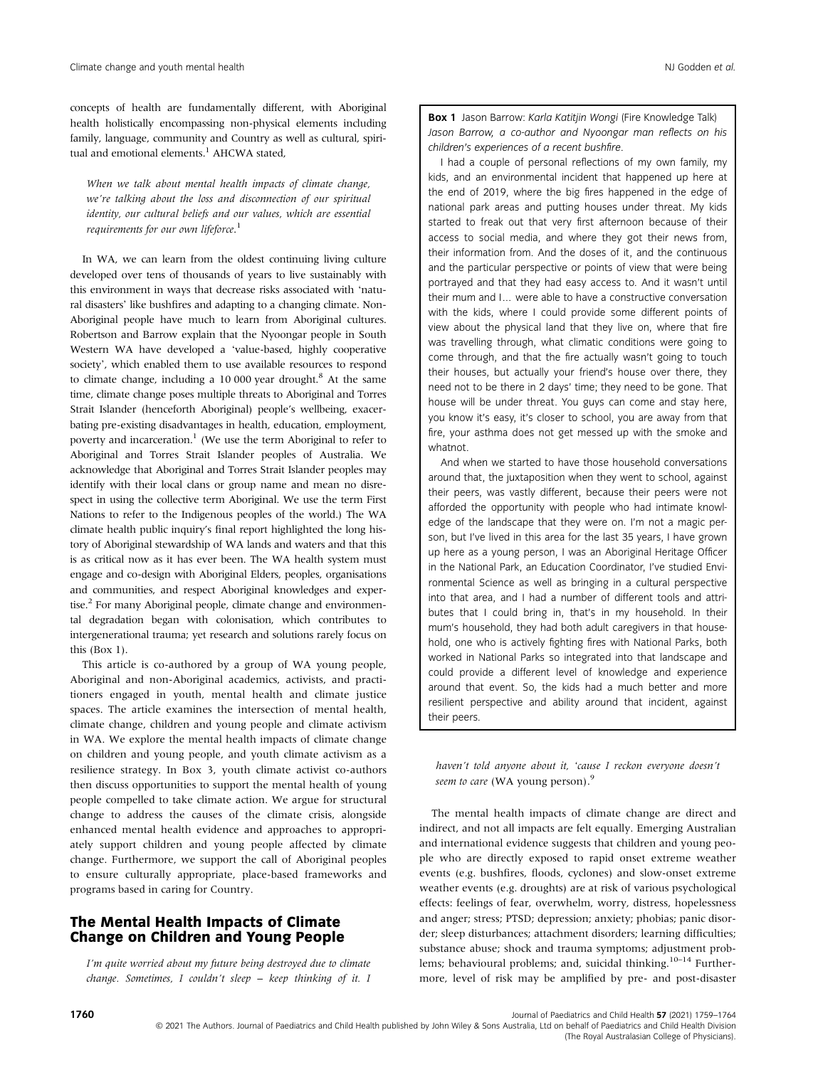concepts of health are fundamentally different, with Aboriginal health holistically encompassing non-physical elements including family, language, community and Country as well as cultural, spiritual and emotional elements.[1] AHCWA stated,

> *When we talk about mental health impacts of climate change, we're talking about the loss and disconnection of our spiritual identity, our cultural beliefs and our values, which are essential requirements for our own lifeforce.*[1]

In WA, we can learn from the oldest continuing living culture developed over tens of thousands of years to live sustainably with this environment in ways that decrease risks associated with 'natural disasters' like bushfires and adapting to a changing climate. Non-Aboriginal people have much to learn from Aboriginal cultures. Robertson and Barrow explain that the Nyoongar people in South Western WA have developed a 'value-based, highly cooperative society', which enabled them to use available resources to respond to climate change, including a 10 000 year drought.[8] At the same time, climate change poses multiple threats to Aboriginal and Torres Strait Islander (henceforth Aboriginal) people's wellbeing, exacerbating pre-existing disadvantages in health, education, employment, poverty and incarceration.[1] (We use the term Aboriginal to refer to Aboriginal and Torres Strait Islander peoples of Australia. We acknowledge that Aboriginal and Torres Strait Islander peoples may identify with their local clans or group name and mean no disrespect in using the collective term Aboriginal. We use the term First Nations to refer to the Indigenous peoples of the world.) The WA climate health public inquiry's final report highlighted the long history of Aboriginal stewardship of WA lands and waters and that this is as critical now as it has ever been. The WA health system must engage and co-design with Aboriginal Elders, peoples, organisations and communities, and respect Aboriginal knowledges and expertise.[2] For many Aboriginal people, climate change and environmental degradation began with colonisation, which contributes to intergenerational trauma; yet research and solutions rarely focus on this (Box 1).

This article is co-authored by a group of WA young people, Aboriginal and non-Aboriginal academics, activists, and practitioners engaged in youth, mental health and climate justice spaces. The article examines the intersection of mental health, climate change, children and young people and climate activism in WA. We explore the mental health impacts of climate change on children and young people, and youth climate activism as a resilience strategy. In Box 3, youth climate activist co-authors then discuss opportunities to support the mental health of young people compelled to take climate action. We argue for structural change to address the causes of the climate crisis, alongside enhanced mental health evidence and approaches to appropriately support children and young people affected by climate change. Furthermore, we support the call of Aboriginal peoples to ensure culturally appropriate, place-based frameworks and programs based in caring for Country.

**Box 1** Jason Barrow: *Karla Katitjin Wongi* (Fire Knowledge Talk)
*Jason Barrow, a co-author and Nyoongar man reflects on his children's experiences of a recent bushfire.*

I had a couple of personal reflections of my own family, my kids, and an environmental incident that happened up here at the end of 2019, where the big fires happened in the edge of national park areas and putting houses under threat. My kids started to freak out that very first afternoon because of their access to social media, and where they got their news from, their information from. And the doses of it, and the continuous and the particular perspective or points of view that were being portrayed and that they had easy access to. And it wasn't until their mum and I… were able to have a constructive conversation with the kids, where I could provide some different points of view about the physical land that they live on, where that fire was travelling through, what climatic conditions were going to come through, and that the fire actually wasn't going to touch their houses, but actually your friend's house over there, they need not to be there in 2 days' time; they need to be gone. That house will be under threat. You guys can come and stay here, you know it's easy, it's closer to school, you are away from that fire, your asthma does not get messed up with the smoke and whatnot.

And when we started to have those household conversations around that, the juxtaposition when they went to school, against their peers, was vastly different, because their peers were not afforded the opportunity with people who had intimate knowledge of the landscape that they were on. I'm not a magic person, but I've lived in this area for the last 35 years, I have grown up here as a young person, I was an Aboriginal Heritage Officer in the National Park, an Education Coordinator, I've studied Environmental Science as well as bringing in a cultural perspective into that area, and I had a number of different tools and attributes that I could bring in, that's in my household. In their mum's household, they had both adult caregivers in that household, one who is actively fighting fires with National Parks, both worked in National Parks so integrated into that landscape and could provide a different level of knowledge and experience around that event. So, the kids had a much better and more resilient perspective and ability around that incident, against their peers.

## The Mental Health Impacts of Climate Change on Children and Young People

> *I'm quite worried about my future being destroyed due to climate change. Sometimes, I couldn't sleep – keep thinking of it. I haven't told anyone about it, 'cause I reckon everyone doesn't seem to care* (WA young person).[9]

The mental health impacts of climate change are direct and indirect, and not all impacts are felt equally. Emerging Australian and international evidence suggests that children and young people who are directly exposed to rapid onset extreme weather events (e.g. bushfires, floods, cyclones) and slow-onset extreme weather events (e.g. droughts) are at risk of various psychological effects: feelings of fear, overwhelm, worry, distress, hopelessness and anger; stress; PTSD; depression; anxiety; phobias; panic disorder; sleep disturbances; attachment disorders; learning difficulties; substance abuse; shock and trauma symptoms; adjustment problems; behavioural problems; and, suicidal thinking.[10–14] Furthermore, level of risk may be amplified by pre- and post-disaster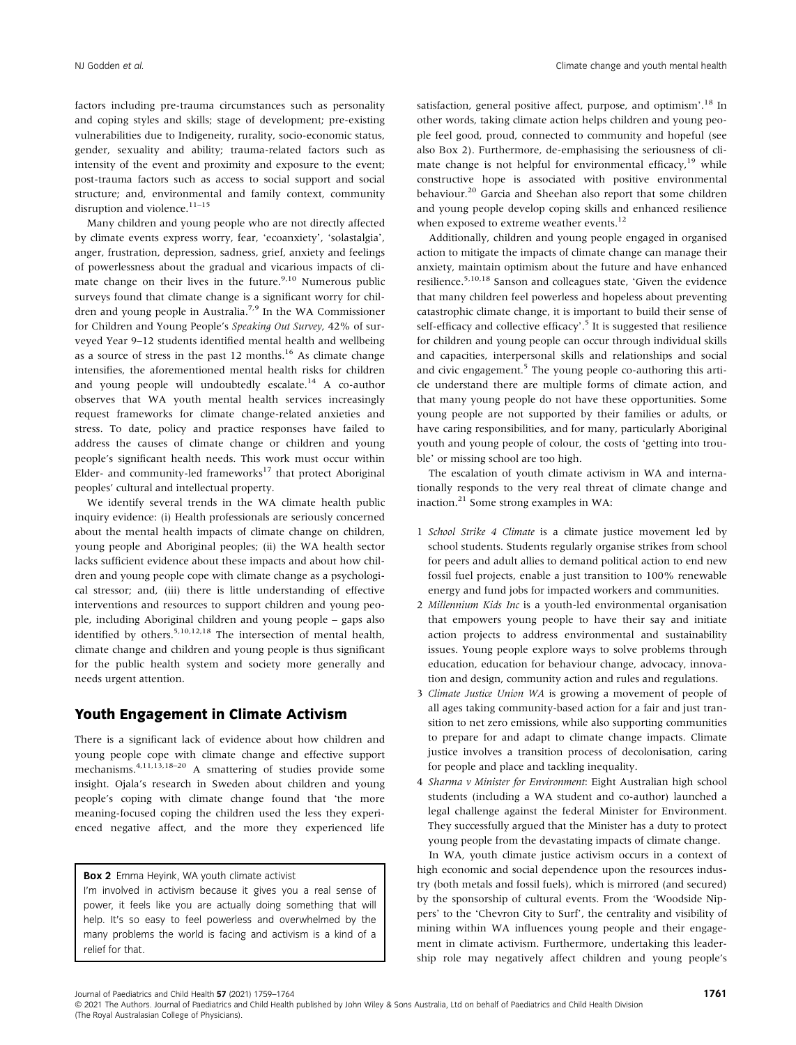factors including pre-trauma circumstances such as personality and coping styles and skills; stage of development; pre-existing vulnerabilities due to Indigeneity, rurality, socio-economic status, gender, sexuality and ability; trauma-related factors such as intensity of the event and proximity and exposure to the event; post-trauma factors such as access to social support and social structure; and, environmental and family context, community disruption and violence.[11–15]

Many children and young people who are not directly affected by climate events express worry, fear, 'ecoanxiety', 'solastalgia', anger, frustration, depression, sadness, grief, anxiety and feelings of powerlessness about the gradual and vicarious impacts of climate change on their lives in the future.[9,10] Numerous public surveys found that climate change is a significant worry for children and young people in Australia.[7,9] In the WA Commissioner for Children and Young People's *Speaking Out Survey*, 42% of surveyed Year 9–12 students identified mental health and wellbeing as a source of stress in the past 12 months.[16] As climate change intensifies, the aforementioned mental health risks for children and young people will undoubtedly escalate.[14] A co-author observes that WA youth mental health services increasingly request frameworks for climate change-related anxieties and stress. To date, policy and practice responses have failed to address the causes of climate change or children and young people's significant health needs. This work must occur within Elder- and community-led frameworks[17] that protect Aboriginal peoples' cultural and intellectual property.

We identify several trends in the WA climate health public inquiry evidence: (i) Health professionals are seriously concerned about the mental health impacts of climate change on children, young people and Aboriginal peoples; (ii) the WA health sector lacks sufficient evidence about these impacts and about how children and young people cope with climate change as a psychological stressor; and, (iii) there is little understanding of effective interventions and resources to support children and young people, including Aboriginal children and young people – gaps also identified by others.[5,10,12,18] The intersection of mental health, climate change and children and young people is thus significant for the public health system and society more generally and needs urgent attention.

## Youth Engagement in Climate Activism

There is a significant lack of evidence about how children and young people cope with climate change and effective support mechanisms.[4,11,13,18–20] A smattering of studies provide some insight. Ojala's research in Sweden about children and young people's coping with climate change found that 'the more meaning-focused coping the children used the less they experienced negative affect, and the more they experienced life satisfaction, general positive affect, purpose, and optimism'.[18] In other words, taking climate action helps children and young people feel good, proud, connected to community and hopeful (see also Box 2). Furthermore, de-emphasising the seriousness of climate change is not helpful for environmental efficacy,[19] while constructive hope is associated with positive environmental behaviour.[20] Garcia and Sheehan also report that some children and young people develop coping skills and enhanced resilience when exposed to extreme weather events.[12]

> **Box 2** Emma Heyink, WA youth climate activist
>
> I'm involved in activism because it gives you a real sense of power, it feels like you are actually doing something that will help. It's so easy to feel powerless and overwhelmed by the many problems the world is facing and activism is a kind of a relief for that.

Additionally, children and young people engaged in organised action to mitigate the impacts of climate change can manage their anxiety, maintain optimism about the future and have enhanced resilience.[5,10,18] Sanson and colleagues state, 'Given the evidence that many children feel powerless and hopeless about preventing catastrophic climate change, it is important to build their sense of self-efficacy and collective efficacy'.[5] It is suggested that resilience for children and young people can occur through individual skills and capacities, interpersonal skills and relationships and social and civic engagement.[5] The young people co-authoring this article understand there are multiple forms of climate action, and that many young people do not have these opportunities. Some young people are not supported by their families or adults, or have caring responsibilities, and for many, particularly Aboriginal youth and young people of colour, the costs of 'getting into trouble' or missing school are too high.

The escalation of youth climate activism in WA and internationally responds to the very real threat of climate change and inaction.[21] Some strong examples in WA:

1. *School Strike 4 Climate* is a climate justice movement led by school students. Students regularly organise strikes from school for peers and adult allies to demand political action to end new fossil fuel projects, enable a just transition to 100% renewable energy and fund jobs for impacted workers and communities.
2. *Millennium Kids Inc* is a youth-led environmental organisation that empowers young people to have their say and initiate action projects to address environmental and sustainability issues. Young people explore ways to solve problems through education, education for behaviour change, advocacy, innovation and design, community action and rules and regulations.
3. *Climate Justice Union WA* is growing a movement of people of all ages taking community-based action for a fair and just transition to net zero emissions, while also supporting communities to prepare for and adapt to climate change impacts. Climate justice involves a transition process of decolonisation, caring for people and place and tackling inequality.
4. *Sharma v Minister for Environment*: Eight Australian high school students (including a WA student and co-author) launched a legal challenge against the federal Minister for Environment. They successfully argued that the Minister has a duty to protect young people from the devastating impacts of climate change.

In WA, youth climate justice activism occurs in a context of high economic and social dependence upon the resources industry (both metals and fossil fuels), which is mirrored (and secured) by the sponsorship of cultural events. From the 'Woodside Nippers' to the 'Chevron City to Surf', the centrality and visibility of mining within WA influences young people and their engagement in climate activism. Furthermore, undertaking this leadership role may negatively affect children and young people's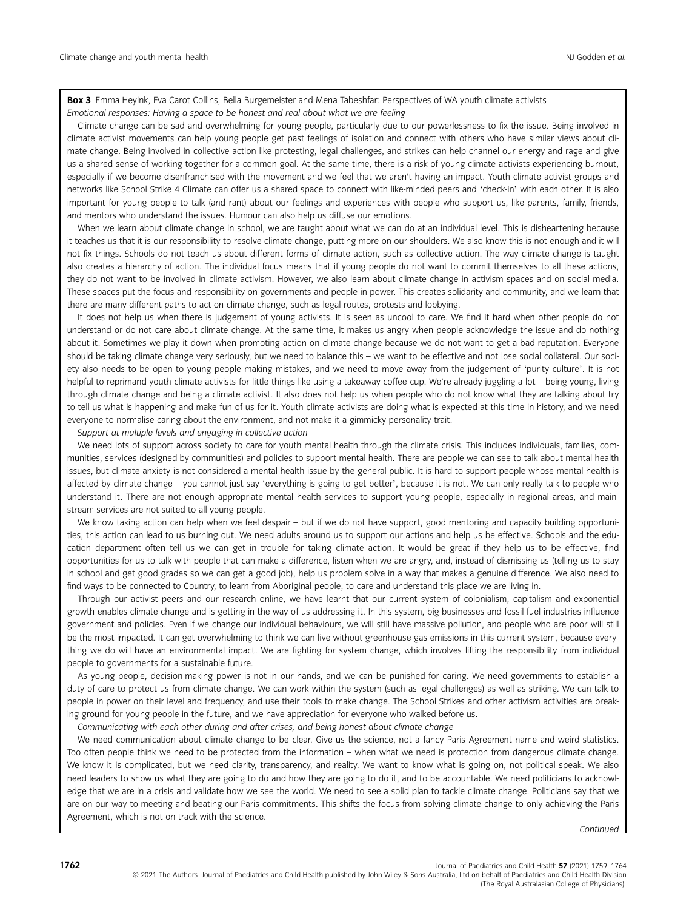**Box 3** Emma Heyink, Eva Carot Collins, Bella Burgemeister and Mena Tabeshfar: Perspectives of WA youth climate activists

*Emotional responses: Having a space to be honest and real about what we are feeling*

Climate change can be sad and overwhelming for young people, particularly due to our powerlessness to fix the issue. Being involved in climate activist movements can help young people get past feelings of isolation and connect with others who have similar views about climate change. Being involved in collective action like protesting, legal challenges, and strikes can help channel our energy and rage and give us a shared sense of working together for a common goal. At the same time, there is a risk of young climate activists experiencing burnout, especially if we become disenfranchised with the movement and we feel that we aren't having an impact. Youth climate activist groups and networks like School Strike 4 Climate can offer us a shared space to connect with like-minded peers and 'check-in' with each other. It is also important for young people to talk (and rant) about our feelings and experiences with people who support us, like parents, family, friends, and mentors who understand the issues. Humour can also help us diffuse our emotions.

When we learn about climate change in school, we are taught about what we can do at an individual level. This is disheartening because it teaches us that it is our responsibility to resolve climate change, putting more on our shoulders. We also know this is not enough and it will not fix things. Schools do not teach us about different forms of climate action, such as collective action. The way climate change is taught also creates a hierarchy of action. The individual focus means that if young people do not want to commit themselves to all these actions, they do not want to be involved in climate activism. However, we also learn about climate change in activism spaces and on social media. These spaces put the focus and responsibility on governments and people in power. This creates solidarity and community, and we learn that there are many different paths to act on climate change, such as legal routes, protests and lobbying.

It does not help us when there is judgement of young activists. It is seen as uncool to care. We find it hard when other people do not understand or do not care about climate change. At the same time, it makes us angry when people acknowledge the issue and do nothing about it. Sometimes we play it down when promoting action on climate change because we do not want to get a bad reputation. Everyone should be taking climate change very seriously, but we need to balance this – we want to be effective and not lose social collateral. Our society also needs to be open to young people making mistakes, and we need to move away from the judgement of 'purity culture'. It is not helpful to reprimand youth climate activists for little things like using a takeaway coffee cup. We're already juggling a lot – being young, living through climate change and being a climate activist. It also does not help us when people who do not know what they are talking about try to tell us what is happening and make fun of us for it. Youth climate activists are doing what is expected at this time in history, and we need everyone to normalise caring about the environment, and not make it a gimmicky personality trait.

*Support at multiple levels and engaging in collective action*

We need lots of support across society to care for youth mental health through the climate crisis. This includes individuals, families, communities, services (designed by communities) and policies to support mental health. There are people we can see to talk about mental health issues, but climate anxiety is not considered a mental health issue by the general public. It is hard to support people whose mental health is affected by climate change – you cannot just say 'everything is going to get better', because it is not. We can only really talk to people who understand it. There are not enough appropriate mental health services to support young people, especially in regional areas, and mainstream services are not suited to all young people.

We know taking action can help when we feel despair – but if we do not have support, good mentoring and capacity building opportunities, this action can lead to us burning out. We need adults around us to support our actions and help us be effective. Schools and the education department often tell us we can get in trouble for taking climate action. It would be great if they help us to be effective, find opportunities for us to talk with people that can make a difference, listen when we are angry, and, instead of dismissing us (telling us to stay in school and get good grades so we can get a good job), help us problem solve in a way that makes a genuine difference. We also need to find ways to be connected to Country, to learn from Aboriginal people, to care and understand this place we are living in.

Through our activist peers and our research online, we have learnt that our current system of colonialism, capitalism and exponential growth enables climate change and is getting in the way of us addressing it. In this system, big businesses and fossil fuel industries influence government and policies. Even if we change our individual behaviours, we will still have massive pollution, and people who are poor will still be the most impacted. It can get overwhelming to think we can live without greenhouse gas emissions in this current system, because everything we do will have an environmental impact. We are fighting for system change, which involves lifting the responsibility from individual people to governments for a sustainable future.

As young people, decision-making power is not in our hands, and we can be punished for caring. We need governments to establish a duty of care to protect us from climate change. We can work within the system (such as legal challenges) as well as striking. We can talk to people in power on their level and frequency, and use their tools to make change. The School Strikes and other activism activities are breaking ground for young people in the future, and we have appreciation for everyone who walked before us.

*Communicating with each other during and after crises, and being honest about climate change*

We need communication about climate change to be clear. Give us the science, not a fancy Paris Agreement name and weird statistics. Too often people think we need to be protected from the information – when what we need is protection from dangerous climate change. We know it is complicated, but we need clarity, transparency, and reality. We want to know what is going on, not political speak. We also need leaders to show us what they are going to do and how they are going to do it, and to be accountable. We need politicians to acknowledge that we are in a crisis and validate how we see the world. We need to see a solid plan to tackle climate change. Politicians say that we are on our way to meeting and beating our Paris commitments. This shifts the focus from solving climate change to only achieving the Paris Agreement, which is not on track with the science.

*Continued*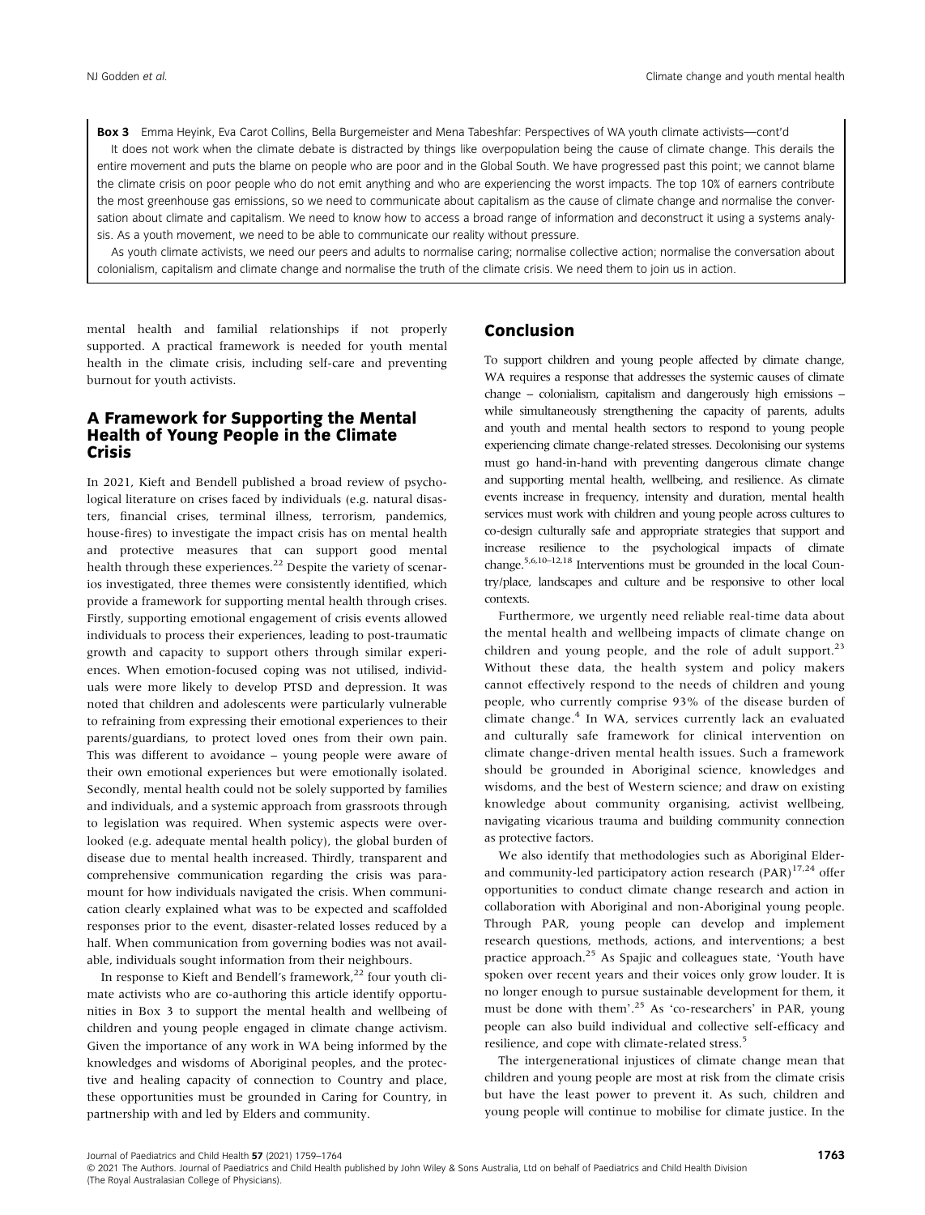**Box 3** Emma Heyink, Eva Carot Collins, Bella Burgemeister and Mena Tabeshfar: Perspectives of WA youth climate activists—cont'd

It does not work when the climate debate is distracted by things like overpopulation being the cause of climate change. This derails the entire movement and puts the blame on people who are poor and in the Global South. We have progressed past this point; we cannot blame the climate crisis on poor people who do not emit anything and who are experiencing the worst impacts. The top 10% of earners contribute the most greenhouse gas emissions, so we need to communicate about capitalism as the cause of climate change and normalise the conversation about climate and capitalism. We need to know how to access a broad range of information and deconstruct it using a systems analysis. As a youth movement, we need to be able to communicate our reality without pressure.

As youth climate activists, we need our peers and adults to normalise caring; normalise collective action; normalise the conversation about colonialism, capitalism and climate change and normalise the truth of the climate crisis. We need them to join us in action.

mental health and familial relationships if not properly supported. A practical framework is needed for youth mental health in the climate crisis, including self-care and preventing burnout for youth activists.

## A Framework for Supporting the Mental Health of Young People in the Climate Crisis

In 2021, Kieft and Bendell published a broad review of psychological literature on crises faced by individuals (e.g. natural disasters, financial crises, terminal illness, terrorism, pandemics, house-fires) to investigate the impact crisis has on mental health and protective measures that can support good mental health through these experiences.[22] Despite the variety of scenarios investigated, three themes were consistently identified, which provide a framework for supporting mental health through crises. Firstly, supporting emotional engagement of crisis events allowed individuals to process their experiences, leading to post-traumatic growth and capacity to support others through similar experiences. When emotion-focused coping was not utilised, individuals were more likely to develop PTSD and depression. It was noted that children and adolescents were particularly vulnerable to refraining from expressing their emotional experiences to their parents/guardians, to protect loved ones from their own pain. This was different to avoidance – young people were aware of their own emotional experiences but were emotionally isolated. Secondly, mental health could not be solely supported by families and individuals, and a systemic approach from grassroots through to legislation was required. When systemic aspects were overlooked (e.g. adequate mental health policy), the global burden of disease due to mental health increased. Thirdly, transparent and comprehensive communication regarding the crisis was paramount for how individuals navigated the crisis. When communication clearly explained what was to be expected and scaffolded responses prior to the event, disaster-related losses reduced by a half. When communication from governing bodies was not available, individuals sought information from their neighbours.

In response to Kieft and Bendell's framework,[22] four youth climate activists who are co-authoring this article identify opportunities in Box 3 to support the mental health and wellbeing of children and young people engaged in climate change activism. Given the importance of any work in WA being informed by the knowledges and wisdoms of Aboriginal peoples, and the protective and healing capacity of connection to Country and place, these opportunities must be grounded in Caring for Country, in partnership with and led by Elders and community.

## Conclusion

To support children and young people affected by climate change, WA requires a response that addresses the systemic causes of climate change – colonialism, capitalism and dangerously high emissions – while simultaneously strengthening the capacity of parents, adults and youth and mental health sectors to respond to young people experiencing climate change-related stresses. Decolonising our systems must go hand-in-hand with preventing dangerous climate change and supporting mental health, wellbeing, and resilience. As climate events increase in frequency, intensity and duration, mental health services must work with children and young people across cultures to co-design culturally safe and appropriate strategies that support and increase resilience to the psychological impacts of climate change.[5,6,10–12,18] Interventions must be grounded in the local Country/place, landscapes and culture and be responsive to other local contexts.

Furthermore, we urgently need reliable real-time data about the mental health and wellbeing impacts of climate change on children and young people, and the role of adult support.[23] Without these data, the health system and policy makers cannot effectively respond to the needs of children and young people, who currently comprise 93% of the disease burden of climate change.[4] In WA, services currently lack an evaluated and culturally safe framework for clinical intervention on climate change-driven mental health issues. Such a framework should be grounded in Aboriginal science, knowledges and wisdoms, and the best of Western science; and draw on existing knowledge about community organising, activist wellbeing, navigating vicarious trauma and building community connection as protective factors.

We also identify that methodologies such as Aboriginal Elder- and community-led participatory action research (PAR)[17,24] offer opportunities to conduct climate change research and action in collaboration with Aboriginal and non-Aboriginal young people. Through PAR, young people can develop and implement research questions, methods, actions, and interventions; a best practice approach.[25] As Spajic and colleagues state, 'Youth have spoken over recent years and their voices only grow louder. It is no longer enough to pursue sustainable development for them, it must be done with them'.[25] As 'co-researchers' in PAR, young people can also build individual and collective self-efficacy and resilience, and cope with climate-related stress.[5]

The intergenerational injustices of climate change mean that children and young people are most at risk from the climate crisis but have the least power to prevent it. As such, children and young people will continue to mobilise for climate justice. In the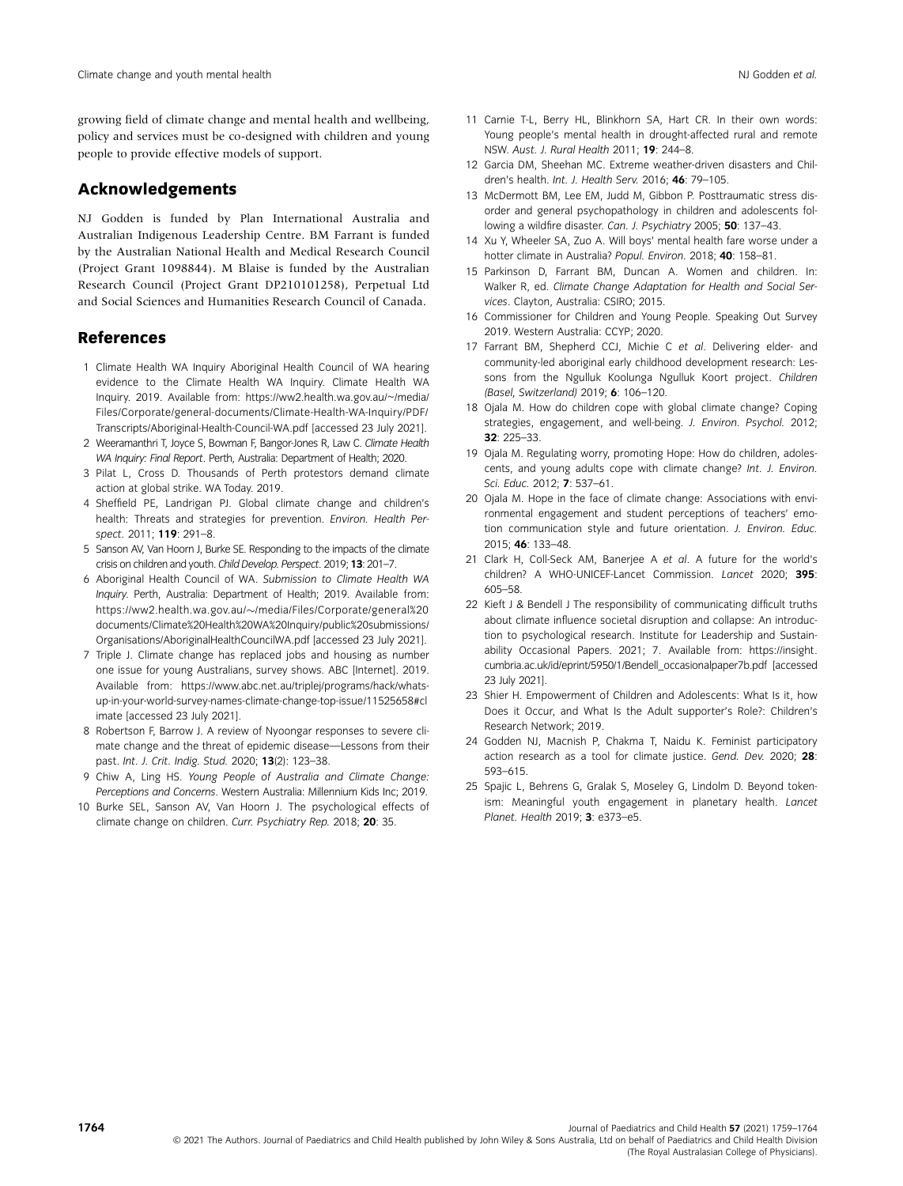growing field of climate change and mental health and wellbeing, policy and services must be co-designed with children and young people to provide effective models of support.

## Acknowledgements

NJ Godden is funded by Plan International Australia and Australian Indigenous Leadership Centre. BM Farrant is funded by the Australian National Health and Medical Research Council (Project Grant 1098844). M Blaise is funded by the Australian Research Council (Project Grant DP210101258), Perpetual Ltd and Social Sciences and Humanities Research Council of Canada.

## References

1 Climate Health WA Inquiry Aboriginal Health Council of WA hearing evidence to the Climate Health WA Inquiry. Climate Health WA Inquiry. 2019. Available from: https://ww2.health.wa.gov.au/~/media/Files/Corporate/general-documents/Climate-Health-WA-Inquiry/PDF/Transcripts/Aboriginal-Health-Council-WA.pdf [accessed 23 July 2021].

2 Weeramanthri T, Joyce S, Bowman F, Bangor-Jones R, Law C. *Climate Health WA Inquiry: Final Report*. Perth, Australia: Department of Health; 2020.

3 Pilat L, Cross D. Thousands of Perth protestors demand climate action at global strike. WA Today. 2019.

4 Sheffield PE, Landrigan PJ. Global climate change and children's health: Threats and strategies for prevention. *Environ. Health Perspect.* 2011; **119**: 291–8.

5 Sanson AV, Van Hoorn J, Burke SE. Responding to the impacts of the climate crisis on children and youth. *Child Develop. Perspect.* 2019; **13**: 201–7.

6 Aboriginal Health Council of WA. *Submission to Climate Health WA Inquiry*. Perth, Australia: Department of Health; 2019. Available from: https://ww2.health.wa.gov.au/~/media/Files/Corporate/general%20documents/Climate%20Health%20WA%20Inquiry/public%20submissions/Organisations/AboriginalHealthCouncilWA.pdf [accessed 23 July 2021].

7 Triple J. Climate change has replaced jobs and housing as number one issue for young Australians, survey shows. ABC [Internet]. 2019. Available from: https://www.abc.net.au/triplej/programs/hack/whats-up-in-your-world-survey-names-climate-change-top-issue/11525658#climate [accessed 23 July 2021].

8 Robertson F, Barrow J. A review of Nyoongar responses to severe climate change and the threat of epidemic disease—Lessons from their past. *Int. J. Crit. Indig. Stud.* 2020; **13**(2): 123–38.

9 Chiw A, Ling HS. *Young People of Australia and Climate Change: Perceptions and Concerns*. Western Australia: Millennium Kids Inc; 2019.

10 Burke SEL, Sanson AV, Van Hoorn J. The psychological effects of climate change on children. *Curr. Psychiatry Rep.* 2018; **20**: 35.

11 Carnie T-L, Berry HL, Blinkhorn SA, Hart CR. In their own words: Young people's mental health in drought-affected rural and remote NSW. *Aust. J. Rural Health* 2011; **19**: 244–8.

12 Garcia DM, Sheehan MC. Extreme weather-driven disasters and Children's health. *Int. J. Health Serv.* 2016; **46**: 79–105.

13 McDermott BM, Lee EM, Judd M, Gibbon P. Posttraumatic stress disorder and general psychopathology in children and adolescents following a wildfire disaster. *Can. J. Psychiatry* 2005; **50**: 137–43.

14 Xu Y, Wheeler SA, Zuo A. Will boys' mental health fare worse under a hotter climate in Australia? *Popul. Environ.* 2018; **40**: 158–81.

15 Parkinson D, Farrant BM, Duncan A. Women and children. In: Walker R, ed. *Climate Change Adaptation for Health and Social Services*. Clayton, Australia: CSIRO; 2015.

16 Commissioner for Children and Young People. Speaking Out Survey 2019. Western Australia: CCYP; 2020.

17 Farrant BM, Shepherd CCJ, Michie C *et al*. Delivering elder- and community-led aboriginal early childhood development research: Lessons from the Ngulluk Koolunga Ngulluk Koort project. *Children (Basel, Switzerland)* 2019; **6**: 106–120.

18 Ojala M. How do children cope with global climate change? Coping strategies, engagement, and well-being. *J. Environ. Psychol.* 2012; **32**: 225–33.

19 Ojala M. Regulating worry, promoting Hope: How do children, adolescents, and young adults cope with climate change? *Int. J. Environ. Sci. Educ.* 2012; **7**: 537–61.

20 Ojala M. Hope in the face of climate change: Associations with environmental engagement and student perceptions of teachers' emotion communication style and future orientation. *J. Environ. Educ.* 2015; **46**: 133–48.

21 Clark H, Coll-Seck AM, Banerjee A *et al*. A future for the world's children? A WHO-UNICEF-Lancet Commission. *Lancet* 2020; **395**: 605–58.

22 Kieft J & Bendell J The responsibility of communicating difficult truths about climate influence societal disruption and collapse: An introduction to psychological research. Institute for Leadership and Sustainability Occasional Papers. 2021; 7. Available from: https://insight.cumbria.ac.uk/id/eprint/5950/1/Bendell_occasionalpaper7b.pdf [accessed 23 July 2021].

23 Shier H. Empowerment of Children and Adolescents: What Is it, how Does it Occur, and What Is the Adult supporter's Role?: Children's Research Network; 2019.

24 Godden NJ, Macnish P, Chakma T, Naidu K. Feminist participatory action research as a tool for climate justice. *Gend. Dev.* 2020; **28**: 593–615.

25 Spajic L, Behrens G, Gralak S, Moseley G, Lindolm D. Beyond tokenism: Meaningful youth engagement in planetary health. *Lancet Planet. Health* 2019; **3**: e373–e5.